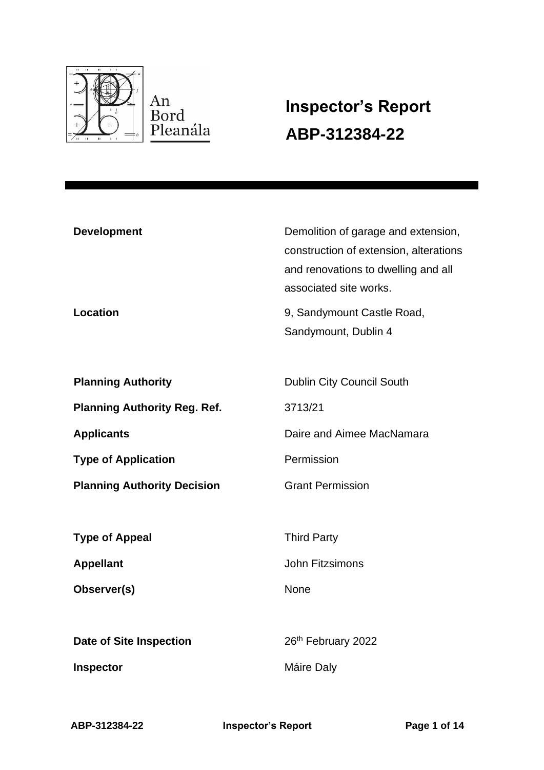An Bord Pleanála

# Inspector's Report
# ABP-312384-22

| | |
|---|---|
| **Development** | Demolition of garage and extension, construction of extension, alterations and renovations to dwelling and all associated site works. |
| **Location** | 9, Sandymount Castle Road, Sandymount, Dublin 4 |
| | |
| **Planning Authority** | Dublin City Council South |
| **Planning Authority Reg. Ref.** | 3713/21 |
| **Applicants** | Daire and Aimee MacNamara |
| **Type of Application** | Permission |
| **Planning Authority Decision** | Grant Permission |
| | |
| **Type of Appeal** | Third Party |
| **Appellant** | John Fitzsimons |
| **Observer(s)** | None |
| | |
| **Date of Site Inspection** | 26th February 2022 |
| **Inspector** | Máire Daly |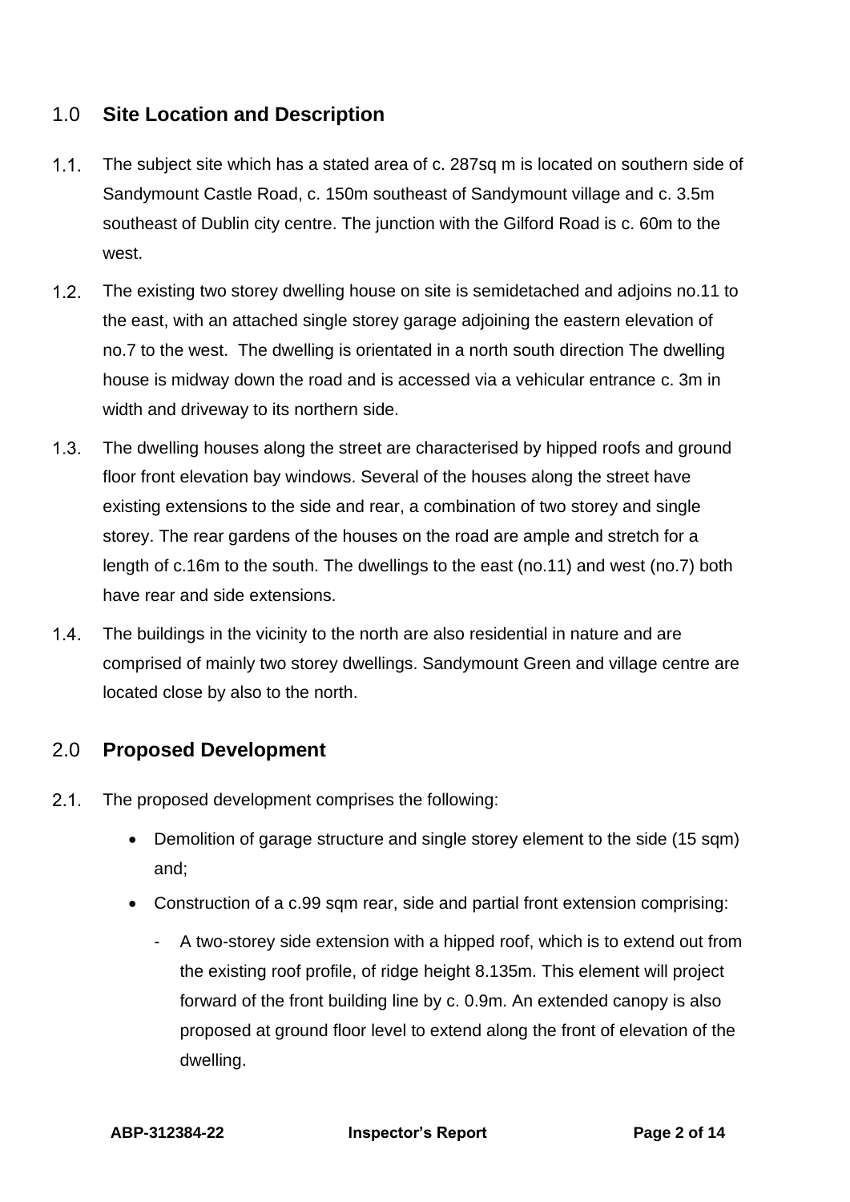## 1.0 Site Location and Description

1.1. The subject site which has a stated area of c. 287sq m is located on southern side of Sandymount Castle Road, c. 150m southeast of Sandymount village and c. 3.5m southeast of Dublin city centre. The junction with the Gilford Road is c. 60m to the west.

1.2. The existing two storey dwelling house on site is semidetached and adjoins no.11 to the east, with an attached single storey garage adjoining the eastern elevation of no.7 to the west. The dwelling is orientated in a north south direction The dwelling house is midway down the road and is accessed via a vehicular entrance c. 3m in width and driveway to its northern side.

1.3. The dwelling houses along the street are characterised by hipped roofs and ground floor front elevation bay windows. Several of the houses along the street have existing extensions to the side and rear, a combination of two storey and single storey. The rear gardens of the houses on the road are ample and stretch for a length of c.16m to the south. The dwellings to the east (no.11) and west (no.7) both have rear and side extensions.

1.4. The buildings in the vicinity to the north are also residential in nature and are comprised of mainly two storey dwellings. Sandymount Green and village centre are located close by also to the north.

## 2.0 Proposed Development

2.1. The proposed development comprises the following:

- Demolition of garage structure and single storey element to the side (15 sqm) and;
- Construction of a c.99 sqm rear, side and partial front extension comprising:
  - A two-storey side extension with a hipped roof, which is to extend out from the existing roof profile, of ridge height 8.135m. This element will project forward of the front building line by c. 0.9m. An extended canopy is also proposed at ground floor level to extend along the front of elevation of the dwelling.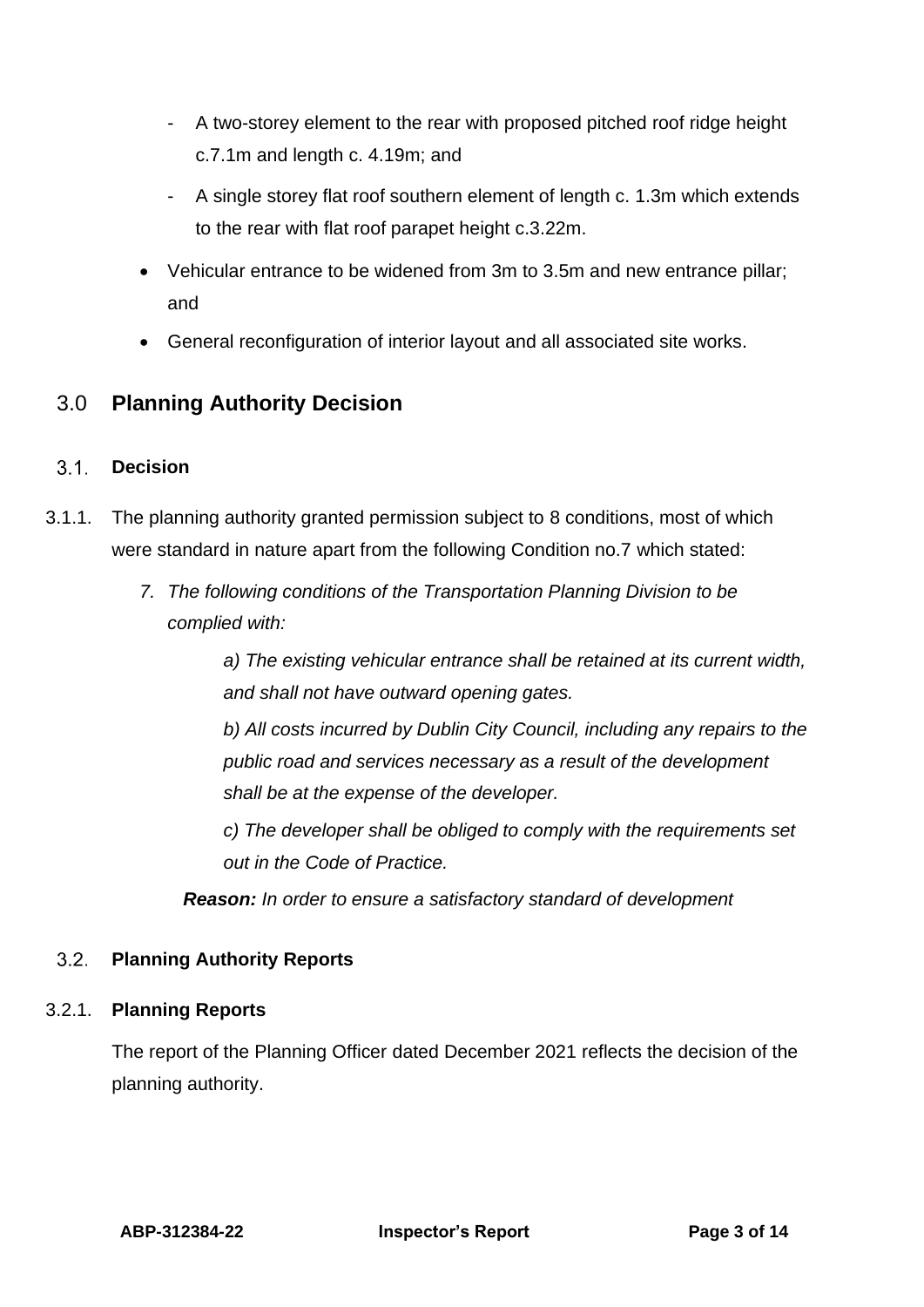- A two-storey element to the rear with proposed pitched roof ridge height c.7.1m and length c. 4.19m; and
- A single storey flat roof southern element of length c. 1.3m which extends to the rear with flat roof parapet height c.3.22m.

- Vehicular entrance to be widened from 3m to 3.5m and new entrance pillar; and
- General reconfiguration of interior layout and all associated site works.

## 3.0 Planning Authority Decision

### 3.1. Decision

3.1.1. The planning authority granted permission subject to 8 conditions, most of which were standard in nature apart from the following Condition no.7 which stated:

*7. The following conditions of the Transportation Planning Division to be complied with:*

*a) The existing vehicular entrance shall be retained at its current width, and shall not have outward opening gates.*

*b) All costs incurred by Dublin City Council, including any repairs to the public road and services necessary as a result of the development shall be at the expense of the developer.*

*c) The developer shall be obliged to comply with the requirements set out in the Code of Practice.*

***Reason:*** *In order to ensure a satisfactory standard of development*

### 3.2. Planning Authority Reports

#### 3.2.1. Planning Reports

The report of the Planning Officer dated December 2021 reflects the decision of the planning authority.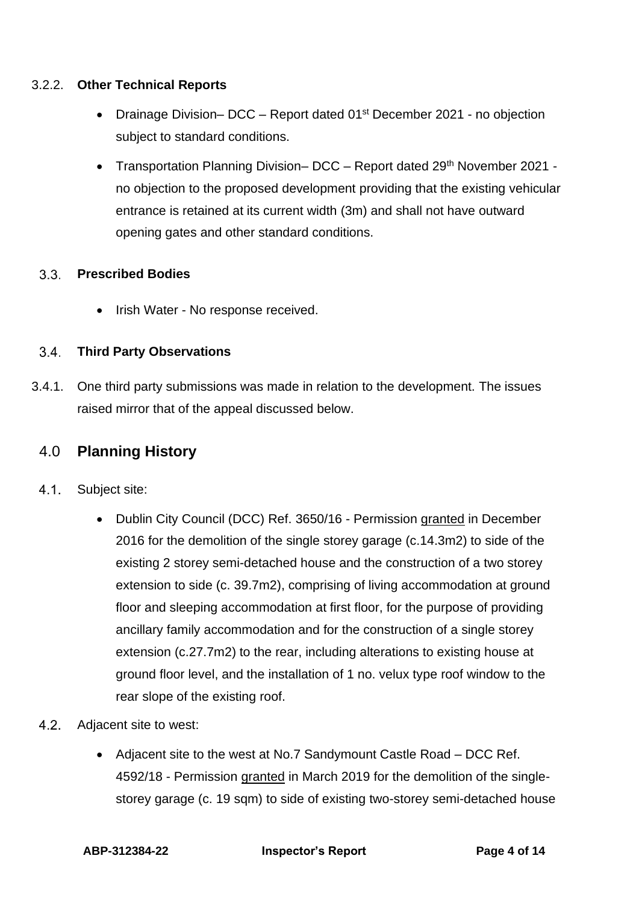### 3.2.2. Other Technical Reports

- Drainage Division– DCC – Report dated 01st December 2021 - no objection subject to standard conditions.
- Transportation Planning Division– DCC – Report dated 29th November 2021 - no objection to the proposed development providing that the existing vehicular entrance is retained at its current width (3m) and shall not have outward opening gates and other standard conditions.

## 3.3. Prescribed Bodies

- Irish Water - No response received.

## 3.4. Third Party Observations

3.4.1. One third party submissions was made in relation to the development. The issues raised mirror that of the appeal discussed below.

# 4.0 Planning History

4.1. Subject site:

- Dublin City Council (DCC) Ref. 3650/16 - Permission granted in December 2016 for the demolition of the single storey garage (c.14.3m2) to side of the existing 2 storey semi-detached house and the construction of a two storey extension to side (c. 39.7m2), comprising of living accommodation at ground floor and sleeping accommodation at first floor, for the purpose of providing ancillary family accommodation and for the construction of a single storey extension (c.27.7m2) to the rear, including alterations to existing house at ground floor level, and the installation of 1 no. velux type roof window to the rear slope of the existing roof.

4.2. Adjacent site to west:

- Adjacent site to the west at No.7 Sandymount Castle Road – DCC Ref. 4592/18 - Permission granted in March 2019 for the demolition of the single-storey garage (c. 19 sqm) to side of existing two-storey semi-detached house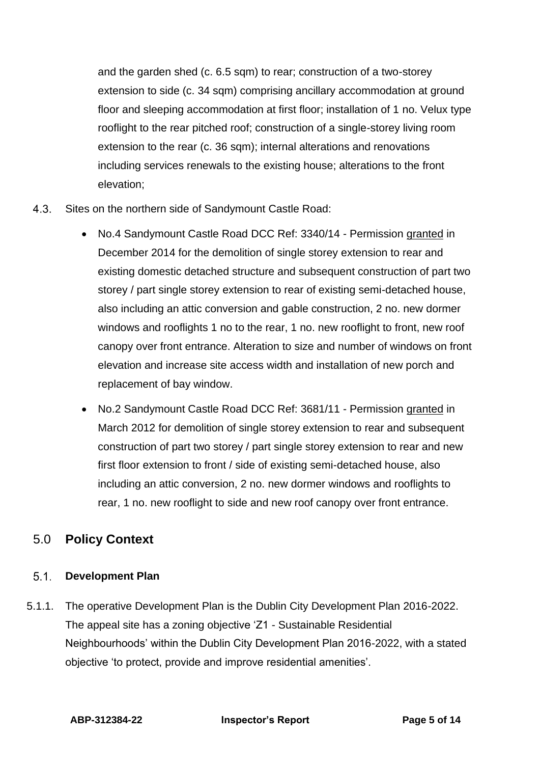and the garden shed (c. 6.5 sqm) to rear; construction of a two-storey extension to side (c. 34 sqm) comprising ancillary accommodation at ground floor and sleeping accommodation at first floor; installation of 1 no. Velux type rooflight to the rear pitched roof; construction of a single-storey living room extension to the rear (c. 36 sqm); internal alterations and renovations including services renewals to the existing house; alterations to the front elevation;

4.3. Sites on the northern side of Sandymount Castle Road:

- No.4 Sandymount Castle Road DCC Ref: 3340/14 - Permission granted in December 2014 for the demolition of single storey extension to rear and existing domestic detached structure and subsequent construction of part two storey / part single storey extension to rear of existing semi-detached house, also including an attic conversion and gable construction, 2 no. new dormer windows and rooflights 1 no to the rear, 1 no. new rooflight to front, new roof canopy over front entrance. Alteration to size and number of windows on front elevation and increase site access width and installation of new porch and replacement of bay window.
- No.2 Sandymount Castle Road DCC Ref: 3681/11 - Permission granted in March 2012 for demolition of single storey extension to rear and subsequent construction of part two storey / part single storey extension to rear and new first floor extension to front / side of existing semi-detached house, also including an attic conversion, 2 no. new dormer windows and rooflights to rear, 1 no. new rooflight to side and new roof canopy over front entrance.

## 5.0 Policy Context

### 5.1. Development Plan

5.1.1. The operative Development Plan is the Dublin City Development Plan 2016-2022. The appeal site has a zoning objective 'Z1 - Sustainable Residential Neighbourhoods' within the Dublin City Development Plan 2016-2022, with a stated objective 'to protect, provide and improve residential amenities'.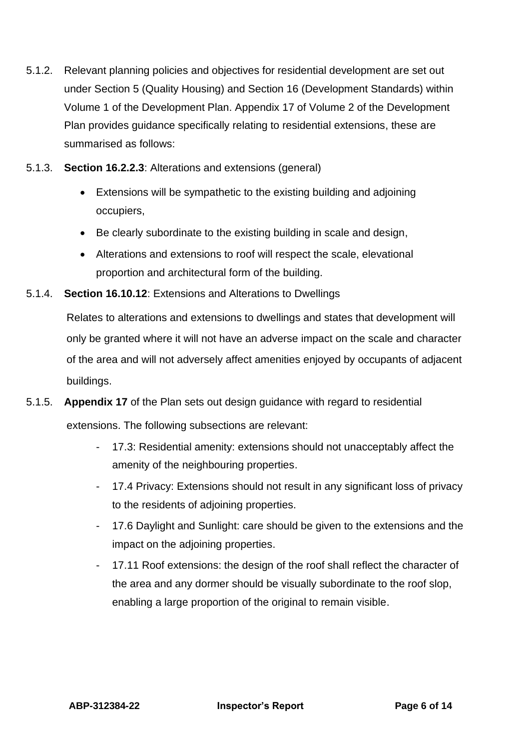5.1.2. Relevant planning policies and objectives for residential development are set out under Section 5 (Quality Housing) and Section 16 (Development Standards) within Volume 1 of the Development Plan. Appendix 17 of Volume 2 of the Development Plan provides guidance specifically relating to residential extensions, these are summarised as follows:

5.1.3. **Section 16.2.2.3**: Alterations and extensions (general)

- Extensions will be sympathetic to the existing building and adjoining occupiers,
- Be clearly subordinate to the existing building in scale and design,
- Alterations and extensions to roof will respect the scale, elevational proportion and architectural form of the building.

5.1.4. **Section 16.10.12**: Extensions and Alterations to Dwellings

Relates to alterations and extensions to dwellings and states that development will only be granted where it will not have an adverse impact on the scale and character of the area and will not adversely affect amenities enjoyed by occupants of adjacent buildings.

5.1.5. **Appendix 17** of the Plan sets out design guidance with regard to residential extensions. The following subsections are relevant:

- 17.3: Residential amenity: extensions should not unacceptably affect the amenity of the neighbouring properties.
- 17.4 Privacy: Extensions should not result in any significant loss of privacy to the residents of adjoining properties.
- 17.6 Daylight and Sunlight: care should be given to the extensions and the impact on the adjoining properties.
- 17.11 Roof extensions: the design of the roof shall reflect the character of the area and any dormer should be visually subordinate to the roof slop, enabling a large proportion of the original to remain visible.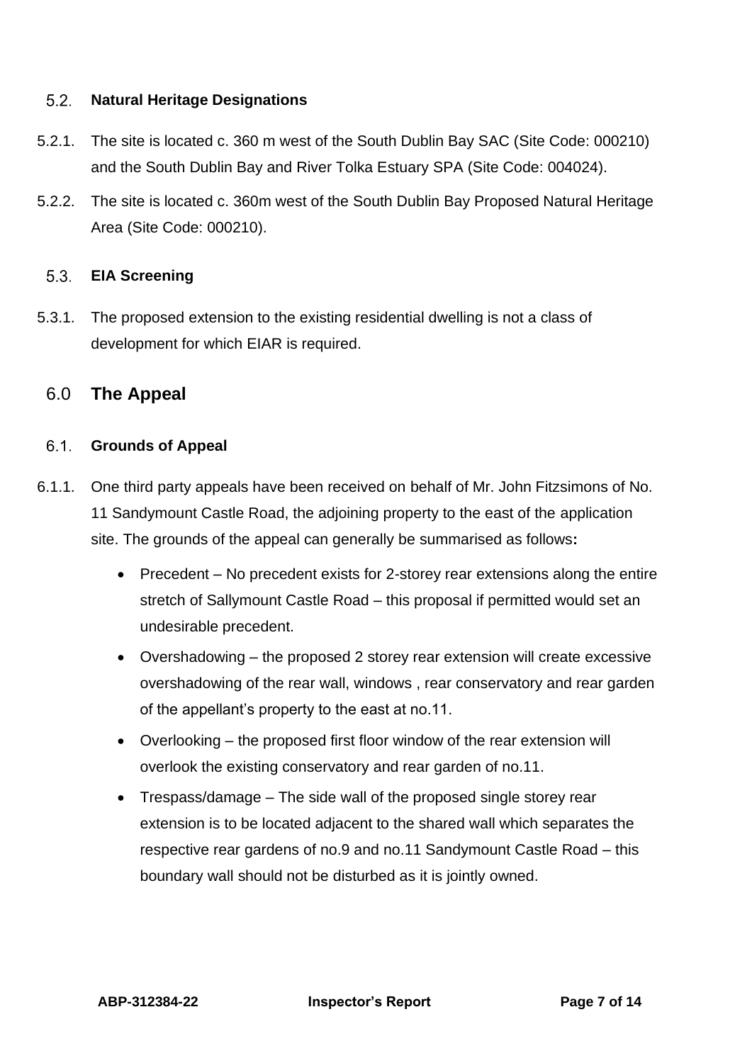### 5.2. Natural Heritage Designations

5.2.1. The site is located c. 360 m west of the South Dublin Bay SAC (Site Code: 000210) and the South Dublin Bay and River Tolka Estuary SPA (Site Code: 004024).

5.2.2. The site is located c. 360m west of the South Dublin Bay Proposed Natural Heritage Area (Site Code: 000210).

### 5.3. EIA Screening

5.3.1. The proposed extension to the existing residential dwelling is not a class of development for which EIAR is required.

## 6.0 The Appeal

### 6.1. Grounds of Appeal

6.1.1. One third party appeals have been received on behalf of Mr. John Fitzsimons of No. 11 Sandymount Castle Road, the adjoining property to the east of the application site. The grounds of the appeal can generally be summarised as follows**:**

- Precedent – No precedent exists for 2-storey rear extensions along the entire stretch of Sallymount Castle Road – this proposal if permitted would set an undesirable precedent.
- Overshadowing – the proposed 2 storey rear extension will create excessive overshadowing of the rear wall, windows , rear conservatory and rear garden of the appellant's property to the east at no.11.
- Overlooking – the proposed first floor window of the rear extension will overlook the existing conservatory and rear garden of no.11.
- Trespass/damage – The side wall of the proposed single storey rear extension is to be located adjacent to the shared wall which separates the respective rear gardens of no.9 and no.11 Sandymount Castle Road – this boundary wall should not be disturbed as it is jointly owned.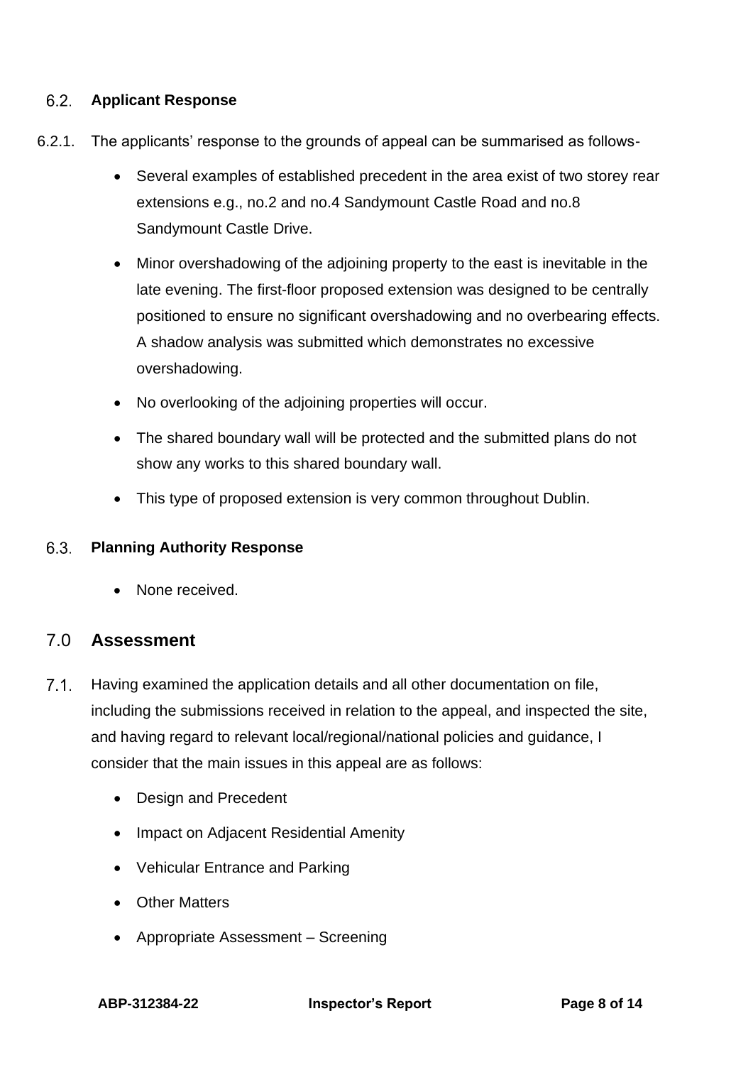### 6.2. Applicant Response

6.2.1. The applicants' response to the grounds of appeal can be summarised as follows-

- Several examples of established precedent in the area exist of two storey rear extensions e.g., no.2 and no.4 Sandymount Castle Road and no.8 Sandymount Castle Drive.
- Minor overshadowing of the adjoining property to the east is inevitable in the late evening. The first-floor proposed extension was designed to be centrally positioned to ensure no significant overshadowing and no overbearing effects. A shadow analysis was submitted which demonstrates no excessive overshadowing.
- No overlooking of the adjoining properties will occur.
- The shared boundary wall will be protected and the submitted plans do not show any works to this shared boundary wall.
- This type of proposed extension is very common throughout Dublin.

### 6.3. Planning Authority Response

- None received.

## 7.0 Assessment

7.1. Having examined the application details and all other documentation on file, including the submissions received in relation to the appeal, and inspected the site, and having regard to relevant local/regional/national policies and guidance, I consider that the main issues in this appeal are as follows:

- Design and Precedent
- Impact on Adjacent Residential Amenity
- Vehicular Entrance and Parking
- Other Matters
- Appropriate Assessment – Screening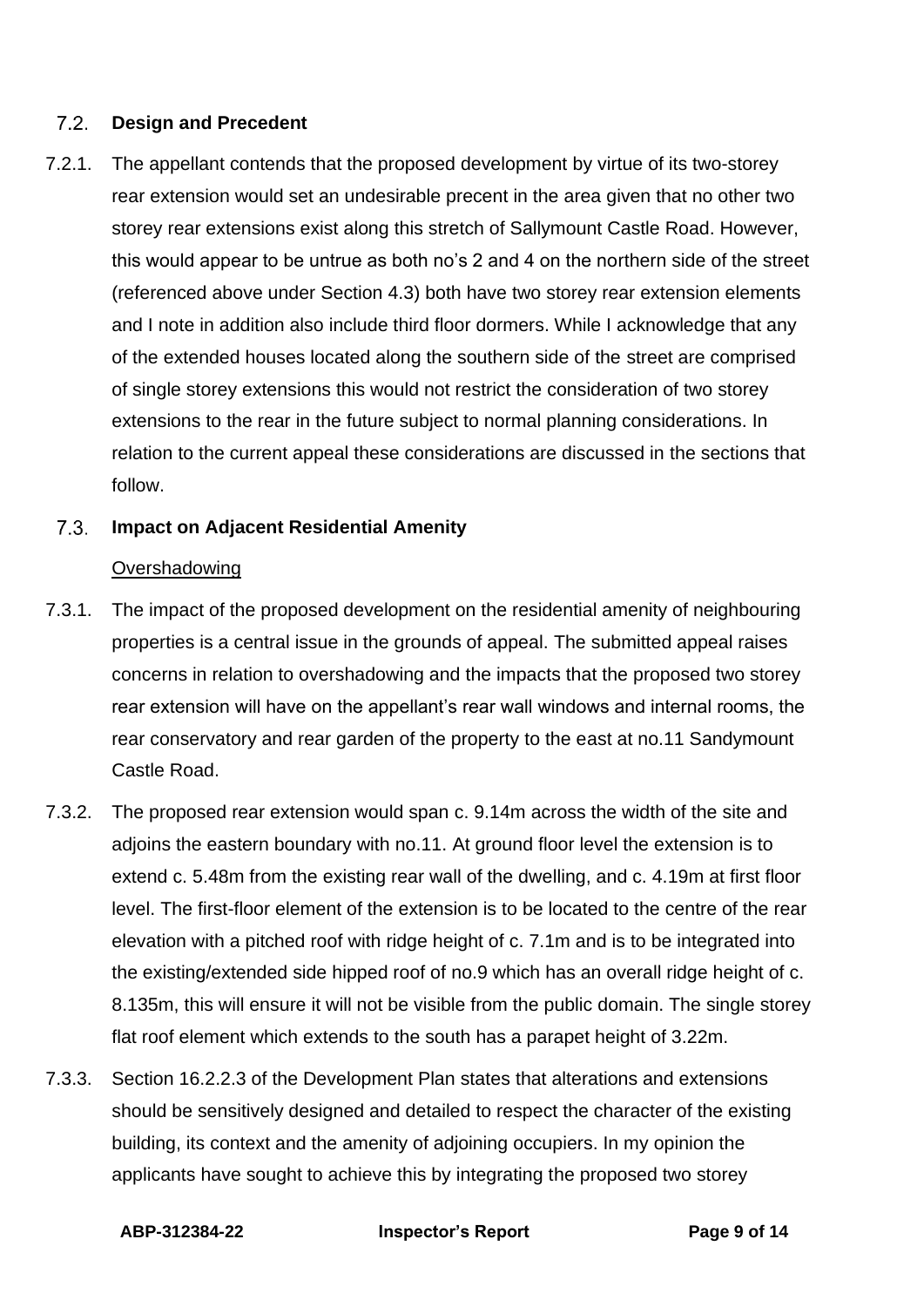### 7.2. Design and Precedent

7.2.1. The appellant contends that the proposed development by virtue of its two-storey rear extension would set an undesirable precent in the area given that no other two storey rear extensions exist along this stretch of Sallymount Castle Road. However, this would appear to be untrue as both no's 2 and 4 on the northern side of the street (referenced above under Section 4.3) both have two storey rear extension elements and I note in addition also include third floor dormers. While I acknowledge that any of the extended houses located along the southern side of the street are comprised of single storey extensions this would not restrict the consideration of two storey extensions to the rear in the future subject to normal planning considerations. In relation to the current appeal these considerations are discussed in the sections that follow.

### 7.3. Impact on Adjacent Residential Amenity

<u>Overshadowing</u>

7.3.1. The impact of the proposed development on the residential amenity of neighbouring properties is a central issue in the grounds of appeal. The submitted appeal raises concerns in relation to overshadowing and the impacts that the proposed two storey rear extension will have on the appellant's rear wall windows and internal rooms, the rear conservatory and rear garden of the property to the east at no.11 Sandymount Castle Road.

7.3.2. The proposed rear extension would span c. 9.14m across the width of the site and adjoins the eastern boundary with no.11. At ground floor level the extension is to extend c. 5.48m from the existing rear wall of the dwelling, and c. 4.19m at first floor level. The first-floor element of the extension is to be located to the centre of the rear elevation with a pitched roof with ridge height of c. 7.1m and is to be integrated into the existing/extended side hipped roof of no.9 which has an overall ridge height of c. 8.135m, this will ensure it will not be visible from the public domain. The single storey flat roof element which extends to the south has a parapet height of 3.22m.

7.3.3. Section 16.2.2.3 of the Development Plan states that alterations and extensions should be sensitively designed and detailed to respect the character of the existing building, its context and the amenity of adjoining occupiers. In my opinion the applicants have sought to achieve this by integrating the proposed two storey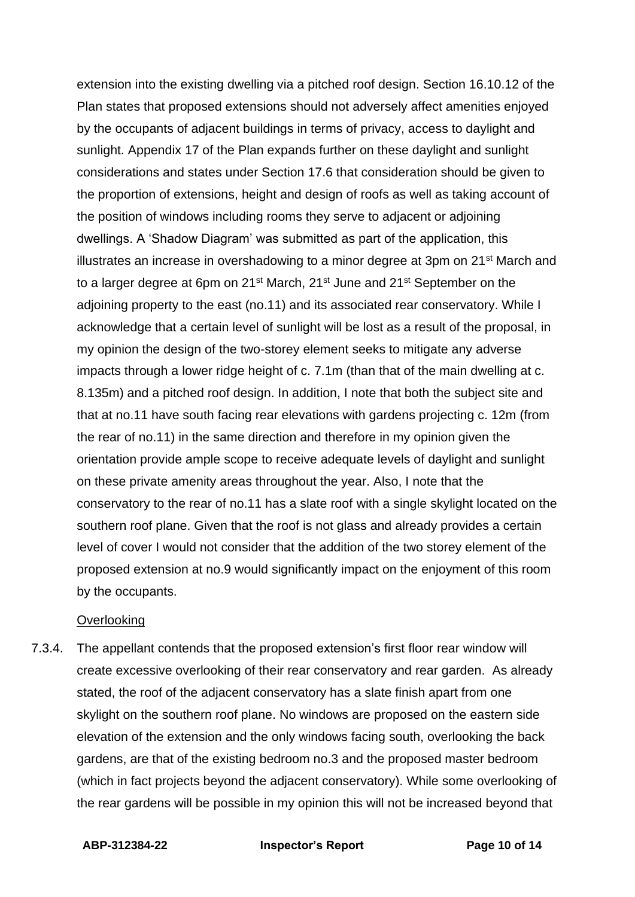extension into the existing dwelling via a pitched roof design. Section 16.10.12 of the Plan states that proposed extensions should not adversely affect amenities enjoyed by the occupants of adjacent buildings in terms of privacy, access to daylight and sunlight. Appendix 17 of the Plan expands further on these daylight and sunlight considerations and states under Section 17.6 that consideration should be given to the proportion of extensions, height and design of roofs as well as taking account of the position of windows including rooms they serve to adjacent or adjoining dwellings. A 'Shadow Diagram' was submitted as part of the application, this illustrates an increase in overshadowing to a minor degree at 3pm on 21st March and to a larger degree at 6pm on 21st March, 21st June and 21st September on the adjoining property to the east (no.11) and its associated rear conservatory. While I acknowledge that a certain level of sunlight will be lost as a result of the proposal, in my opinion the design of the two-storey element seeks to mitigate any adverse impacts through a lower ridge height of c. 7.1m (than that of the main dwelling at c. 8.135m) and a pitched roof design. In addition, I note that both the subject site and that at no.11 have south facing rear elevations with gardens projecting c. 12m (from the rear of no.11) in the same direction and therefore in my opinion given the orientation provide ample scope to receive adequate levels of daylight and sunlight on these private amenity areas throughout the year. Also, I note that the conservatory to the rear of no.11 has a slate roof with a single skylight located on the southern roof plane. Given that the roof is not glass and already provides a certain level of cover I would not consider that the addition of the two storey element of the proposed extension at no.9 would significantly impact on the enjoyment of this room by the occupants.

<u>Overlooking</u>

7.3.4. The appellant contends that the proposed extension's first floor rear window will create excessive overlooking of their rear conservatory and rear garden. As already stated, the roof of the adjacent conservatory has a slate finish apart from one skylight on the southern roof plane. No windows are proposed on the eastern side elevation of the extension and the only windows facing south, overlooking the back gardens, are that of the existing bedroom no.3 and the proposed master bedroom (which in fact projects beyond the adjacent conservatory). While some overlooking of the rear gardens will be possible in my opinion this will not be increased beyond that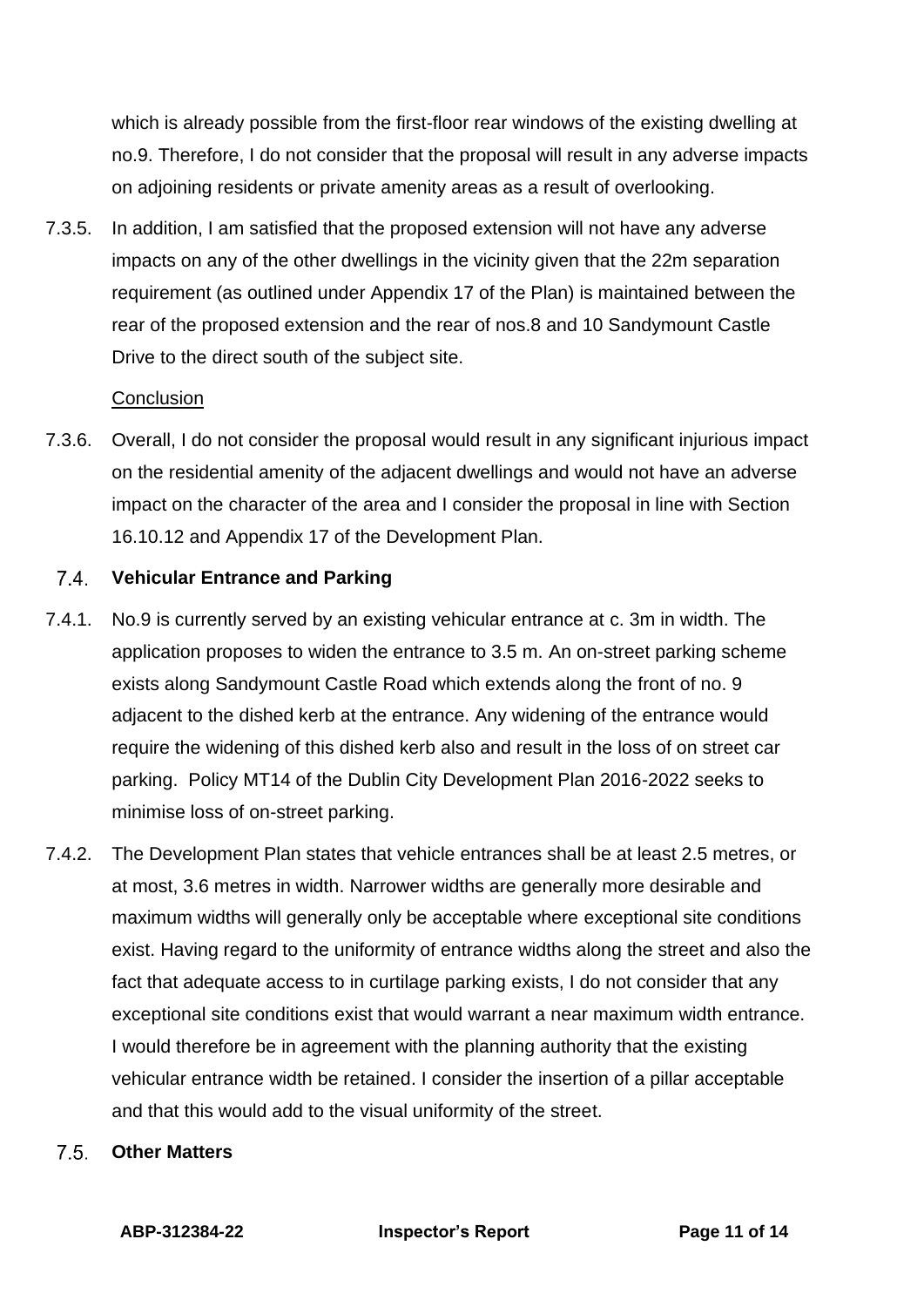which is already possible from the first-floor rear windows of the existing dwelling at no.9. Therefore, I do not consider that the proposal will result in any adverse impacts on adjoining residents or private amenity areas as a result of overlooking.

7.3.5. In addition, I am satisfied that the proposed extension will not have any adverse impacts on any of the other dwellings in the vicinity given that the 22m separation requirement (as outlined under Appendix 17 of the Plan) is maintained between the rear of the proposed extension and the rear of nos.8 and 10 Sandymount Castle Drive to the direct south of the subject site.

Conclusion

7.3.6. Overall, I do not consider the proposal would result in any significant injurious impact on the residential amenity of the adjacent dwellings and would not have an adverse impact on the character of the area and I consider the proposal in line with Section 16.10.12 and Appendix 17 of the Development Plan.

### 7.4. Vehicular Entrance and Parking

7.4.1. No.9 is currently served by an existing vehicular entrance at c. 3m in width. The application proposes to widen the entrance to 3.5 m. An on-street parking scheme exists along Sandymount Castle Road which extends along the front of no. 9 adjacent to the dished kerb at the entrance. Any widening of the entrance would require the widening of this dished kerb also and result in the loss of on street car parking. Policy MT14 of the Dublin City Development Plan 2016-2022 seeks to minimise loss of on-street parking.

7.4.2. The Development Plan states that vehicle entrances shall be at least 2.5 metres, or at most, 3.6 metres in width. Narrower widths are generally more desirable and maximum widths will generally only be acceptable where exceptional site conditions exist. Having regard to the uniformity of entrance widths along the street and also the fact that adequate access to in curtilage parking exists, I do not consider that any exceptional site conditions exist that would warrant a near maximum width entrance. I would therefore be in agreement with the planning authority that the existing vehicular entrance width be retained. I consider the insertion of a pillar acceptable and that this would add to the visual uniformity of the street.

### 7.5. Other Matters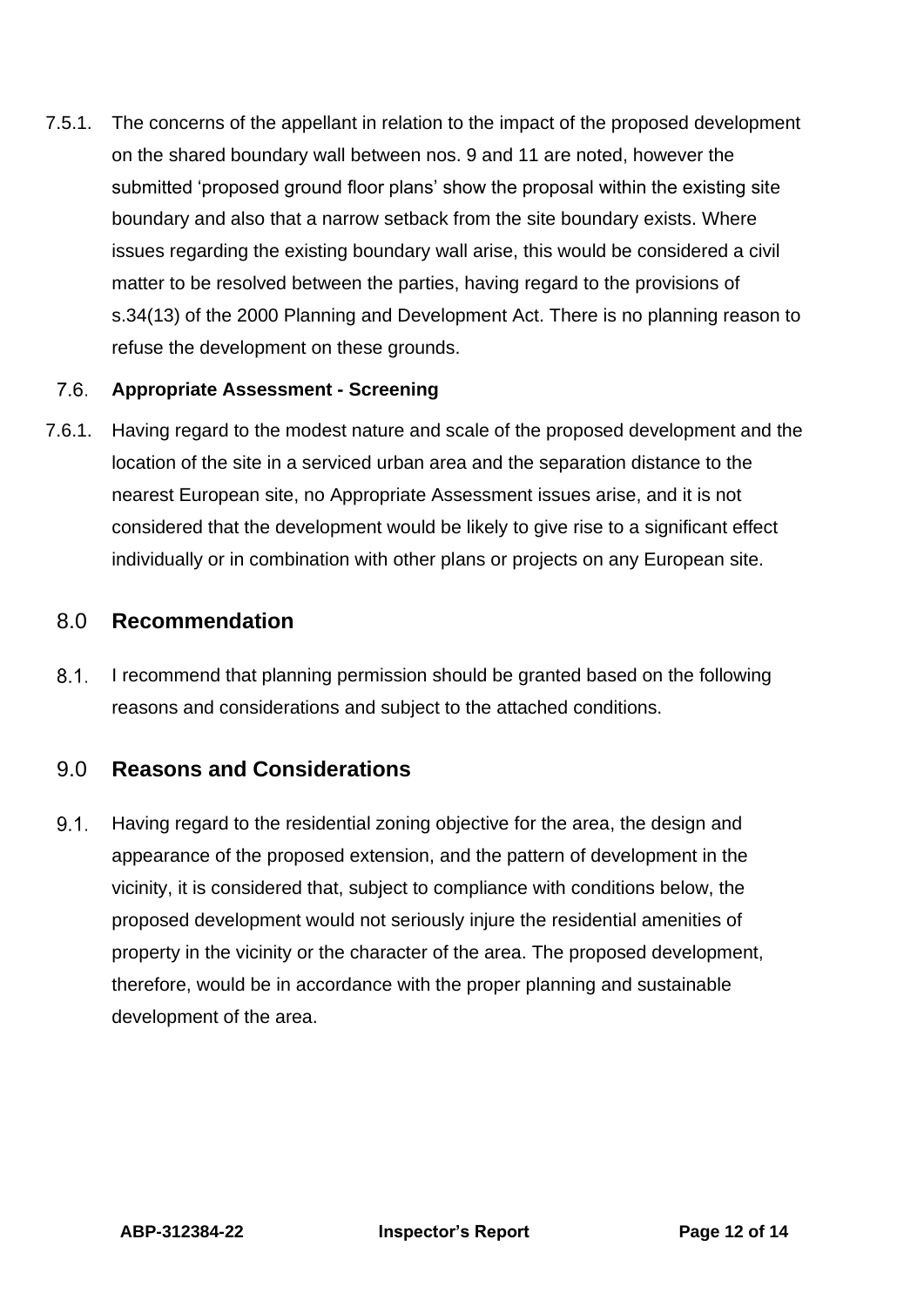7.5.1. The concerns of the appellant in relation to the impact of the proposed development on the shared boundary wall between nos. 9 and 11 are noted, however the submitted 'proposed ground floor plans' show the proposal within the existing site boundary and also that a narrow setback from the site boundary exists. Where issues regarding the existing boundary wall arise, this would be considered a civil matter to be resolved between the parties, having regard to the provisions of s.34(13) of the 2000 Planning and Development Act. There is no planning reason to refuse the development on these grounds.

### 7.6. Appropriate Assessment - Screening

7.6.1. Having regard to the modest nature and scale of the proposed development and the location of the site in a serviced urban area and the separation distance to the nearest European site, no Appropriate Assessment issues arise, and it is not considered that the development would be likely to give rise to a significant effect individually or in combination with other plans or projects on any European site.

## 8.0 Recommendation

8.1. I recommend that planning permission should be granted based on the following reasons and considerations and subject to the attached conditions.

## 9.0 Reasons and Considerations

9.1. Having regard to the residential zoning objective for the area, the design and appearance of the proposed extension, and the pattern of development in the vicinity, it is considered that, subject to compliance with conditions below, the proposed development would not seriously injure the residential amenities of property in the vicinity or the character of the area. The proposed development, therefore, would be in accordance with the proper planning and sustainable development of the area.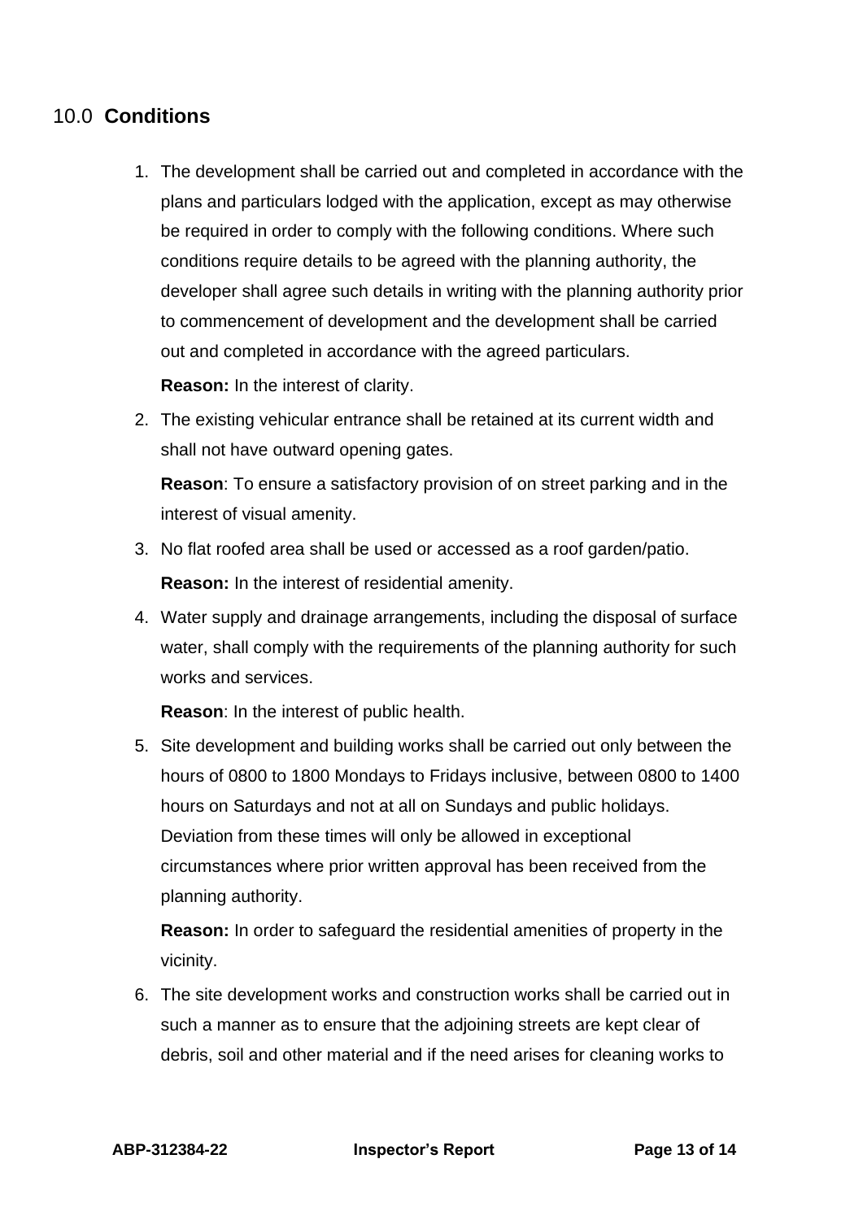## 10.0 **Conditions**

1. The development shall be carried out and completed in accordance with the plans and particulars lodged with the application, except as may otherwise be required in order to comply with the following conditions. Where such conditions require details to be agreed with the planning authority, the developer shall agree such details in writing with the planning authority prior to commencement of development and the development shall be carried out and completed in accordance with the agreed particulars.

   **Reason:** In the interest of clarity.

2. The existing vehicular entrance shall be retained at its current width and shall not have outward opening gates.

   **Reason**: To ensure a satisfactory provision of on street parking and in the interest of visual amenity.

3. No flat roofed area shall be used or accessed as a roof garden/patio.

   **Reason:** In the interest of residential amenity.

4. Water supply and drainage arrangements, including the disposal of surface water, shall comply with the requirements of the planning authority for such works and services.

   **Reason**: In the interest of public health.

5. Site development and building works shall be carried out only between the hours of 0800 to 1800 Mondays to Fridays inclusive, between 0800 to 1400 hours on Saturdays and not at all on Sundays and public holidays. Deviation from these times will only be allowed in exceptional circumstances where prior written approval has been received from the planning authority.

   **Reason:** In order to safeguard the residential amenities of property in the vicinity.

6. The site development works and construction works shall be carried out in such a manner as to ensure that the adjoining streets are kept clear of debris, soil and other material and if the need arises for cleaning works to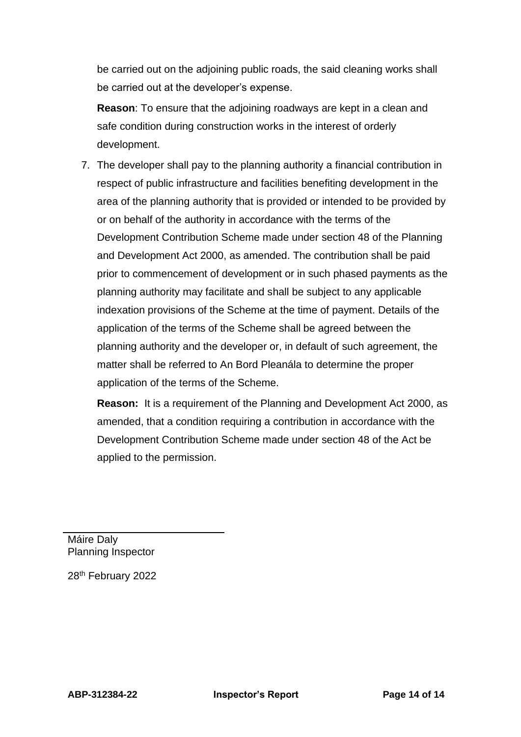be carried out on the adjoining public roads, the said cleaning works shall be carried out at the developer's expense.

**Reason**: To ensure that the adjoining roadways are kept in a clean and safe condition during construction works in the interest of orderly development.

7. The developer shall pay to the planning authority a financial contribution in respect of public infrastructure and facilities benefiting development in the area of the planning authority that is provided or intended to be provided by or on behalf of the authority in accordance with the terms of the Development Contribution Scheme made under section 48 of the Planning and Development Act 2000, as amended. The contribution shall be paid prior to commencement of development or in such phased payments as the planning authority may facilitate and shall be subject to any applicable indexation provisions of the Scheme at the time of payment. Details of the application of the terms of the Scheme shall be agreed between the planning authority and the developer or, in default of such agreement, the matter shall be referred to An Bord Pleanála to determine the proper application of the terms of the Scheme.

   **Reason:** It is a requirement of the Planning and Development Act 2000, as amended, that a condition requiring a contribution in accordance with the Development Contribution Scheme made under section 48 of the Act be applied to the permission.

Máire Daly
Planning Inspector

28th February 2022